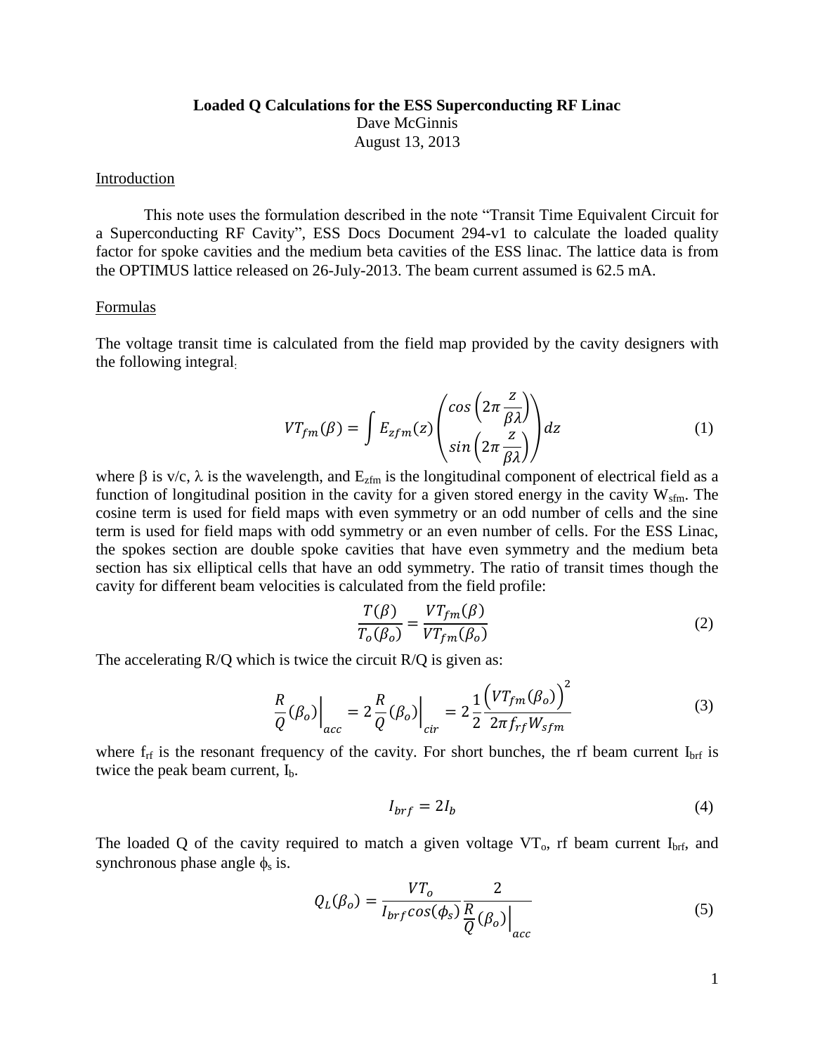**Loaded Q Calculations for the ESS Superconducting RF Linac**

Dave McGinnis

August 13, 2013

## Introduction

This note uses the formulation described in the note "Transit Time Equivalent Circuit for a Superconducting RF Cavity", ESS Docs Document 294-v1 to calculate the loaded quality factor for spoke cavities and the medium beta cavities of the ESS linac. The lattice data is from the OPTIMUS lattice released on 26-July-2013. The beam current assumed is 62.5 mA.

## Formulas

The voltage transit time is calculated from the field map provided by the cavity designers with the following integral:

$$VT_{fm}(\beta) = \int E_{zfm}(z) \begin{pmatrix} cos\left(2\pi \frac{z}{\beta\lambda}\right) \\ sin\left(2\pi \frac{z}{\beta\lambda}\right) \end{pmatrix} dz \tag{1}$$

where $\beta$ is v/c, $\lambda$ is the wavelength, and $E_{zfm}$ is the longitudinal component of electrical field as a function of longitudinal position in the cavity for a given stored energy in the cavity $W_{sfm}$. The cosine term is used for field maps with even symmetry or an odd number of cells and the sine term is used for field maps with odd symmetry or an even number of cells. For the ESS Linac, the spokes section are double spoke cavities that have even symmetry and the medium beta section has six elliptical cells that have an odd symmetry. The ratio of transit times though the cavity for different beam velocities is calculated from the field profile:

$$\frac{T(\beta)}{T_o(\beta_o)} = \frac{VT_{fm}(\beta)}{VT_{fm}(\beta_o)} \tag{2}$$

The accelerating R/Q which is twice the circuit R/Q is given as:

$$\frac{R}{Q}(\beta_o)\bigg|_{acc} = 2\frac{R}{Q}(\beta_o)\bigg|_{cir} = 2\frac{1}{2}\frac{\left(VT_{fm}(\beta_o)\right)^2}{2\pi f_{rf} W_{sfm}} \tag{3}$$

where $f_{rf}$ is the resonant frequency of the cavity. For short bunches, the rf beam current $I_{brf}$ is twice the peak beam current, $I_b$.

$$I_{brf} = 2I_b \tag{4}$$

The loaded Q of the cavity required to match a given voltage $VT_o$, rf beam current $I_{brf}$, and synchronous phase angle $\phi_s$ is.

$$Q_L(\beta_o) = \frac{VT_o}{I_{brf} cos(\phi_s)} \frac{2}{\frac{R}{Q}(\beta_o)\Big|_{acc}} \tag{5}$$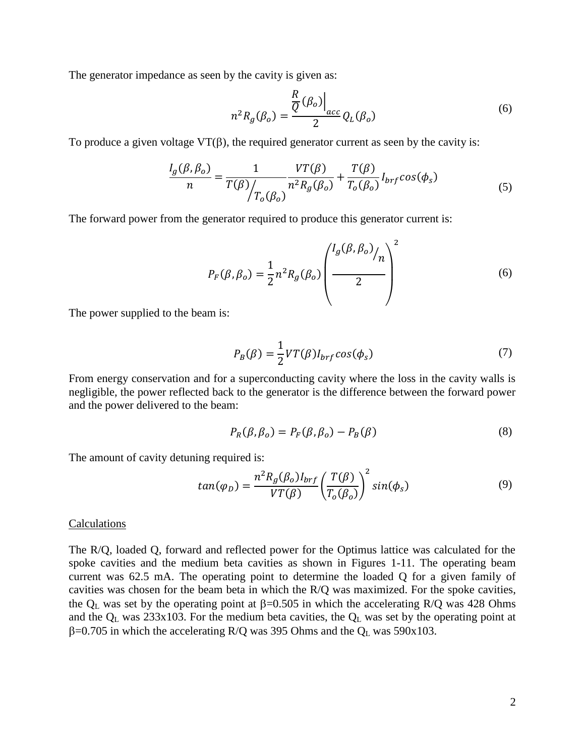The generator impedance as seen by the cavity is given as:

$$n^2 R_g(\beta_o) = \frac{\left.\frac{R}{Q}(\beta_o)\right|_{acc}}{2} Q_L(\beta_o) \tag{6}$$

To produce a given voltage VT(β), the required generator current as seen by the cavity is:

$$\frac{I_g(\beta, \beta_o)}{n} = \frac{1}{T(\beta)/T_o(\beta_o)} \frac{VT(\beta)}{n^2 R_g(\beta_o)} + \frac{T(\beta)}{T_o(\beta_o)} I_{brf} cos(\phi_s) \tag{5}$$

The forward power from the generator required to produce this generator current is:

$$P_F(\beta, \beta_o) = \frac{1}{2} n^2 R_g(\beta_o) \left( \frac{I_g(\beta, \beta_o)/n}{2} \right)^2 \tag{6}$$

The power supplied to the beam is:

$$P_B(\beta) = \frac{1}{2} VT(\beta) I_{brf} cos(\phi_s) \tag{7}$$

From energy conservation and for a superconducting cavity where the loss in the cavity walls is negligible, the power reflected back to the generator is the difference between the forward power and the power delivered to the beam:

$$P_R(\beta, \beta_o) = P_F(\beta, \beta_o) - P_B(\beta) \tag{8}$$

The amount of cavity detuning required is:

$$tan(\varphi_D) = \frac{n^2 R_g(\beta_o) I_{brf}}{VT(\beta)} \left( \frac{T(\beta)}{T_o(\beta_o)} \right)^2 sin(\phi_s) \tag{9}$$

Calculations

The R/Q, loaded Q, forward and reflected power for the Optimus lattice was calculated for the spoke cavities and the medium beta cavities as shown in Figures 1-11. The operating beam current was 62.5 mA. The operating point to determine the loaded Q for a given family of cavities was chosen for the beam beta in which the R/Q was maximized. For the spoke cavities, the $Q_L$ was set by the operating point at β=0.505 in which the accelerating R/Q was 428 Ohms and the $Q_L$ was 233x103. For the medium beta cavities, the $Q_L$ was set by the operating point at β=0.705 in which the accelerating R/Q was 395 Ohms and the $Q_L$ was 590x103.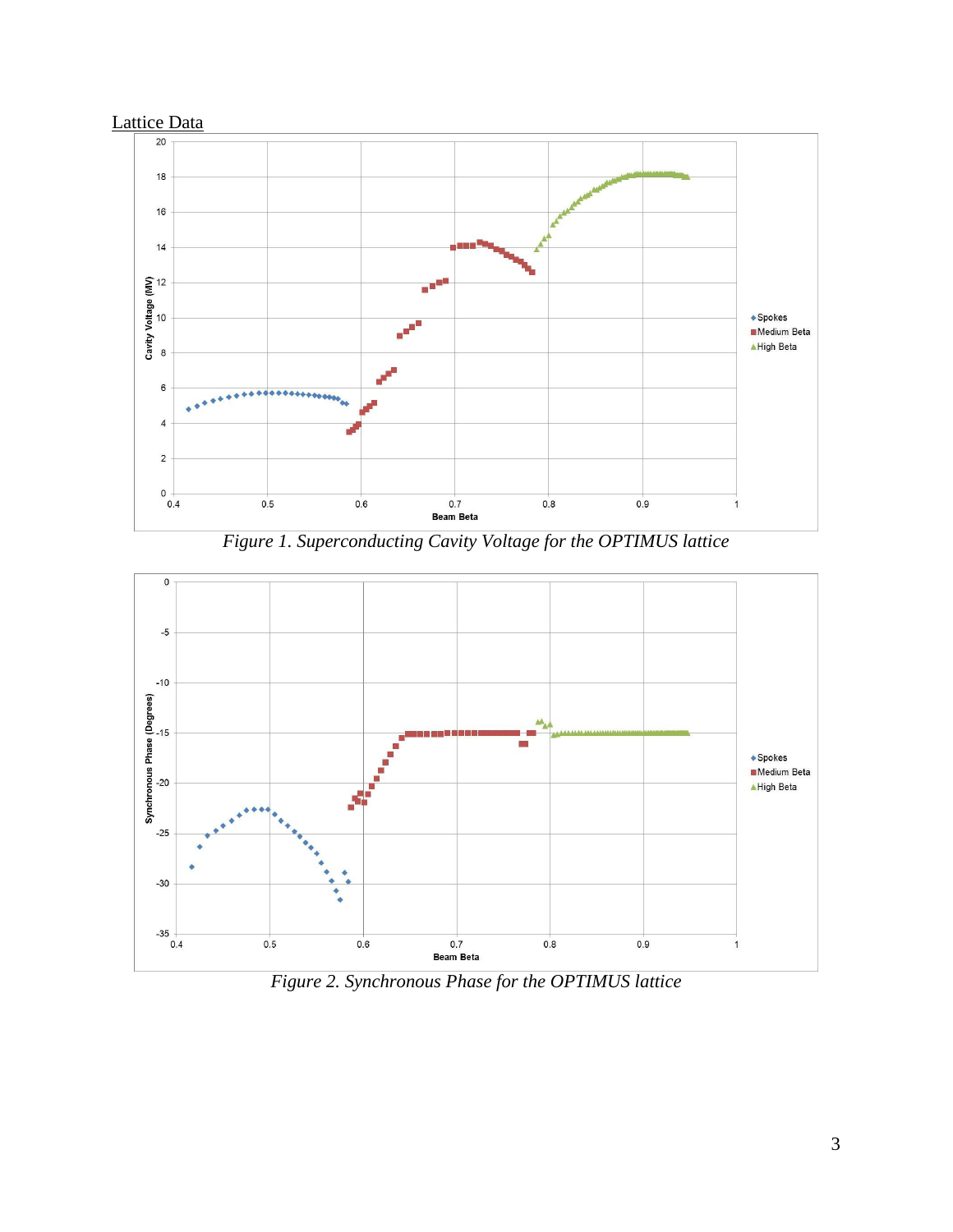Lattice Data

*Figure 1. Superconducting Cavity Voltage for the OPTIMUS lattice*

*Figure 2. Synchronous Phase for the OPTIMUS lattice*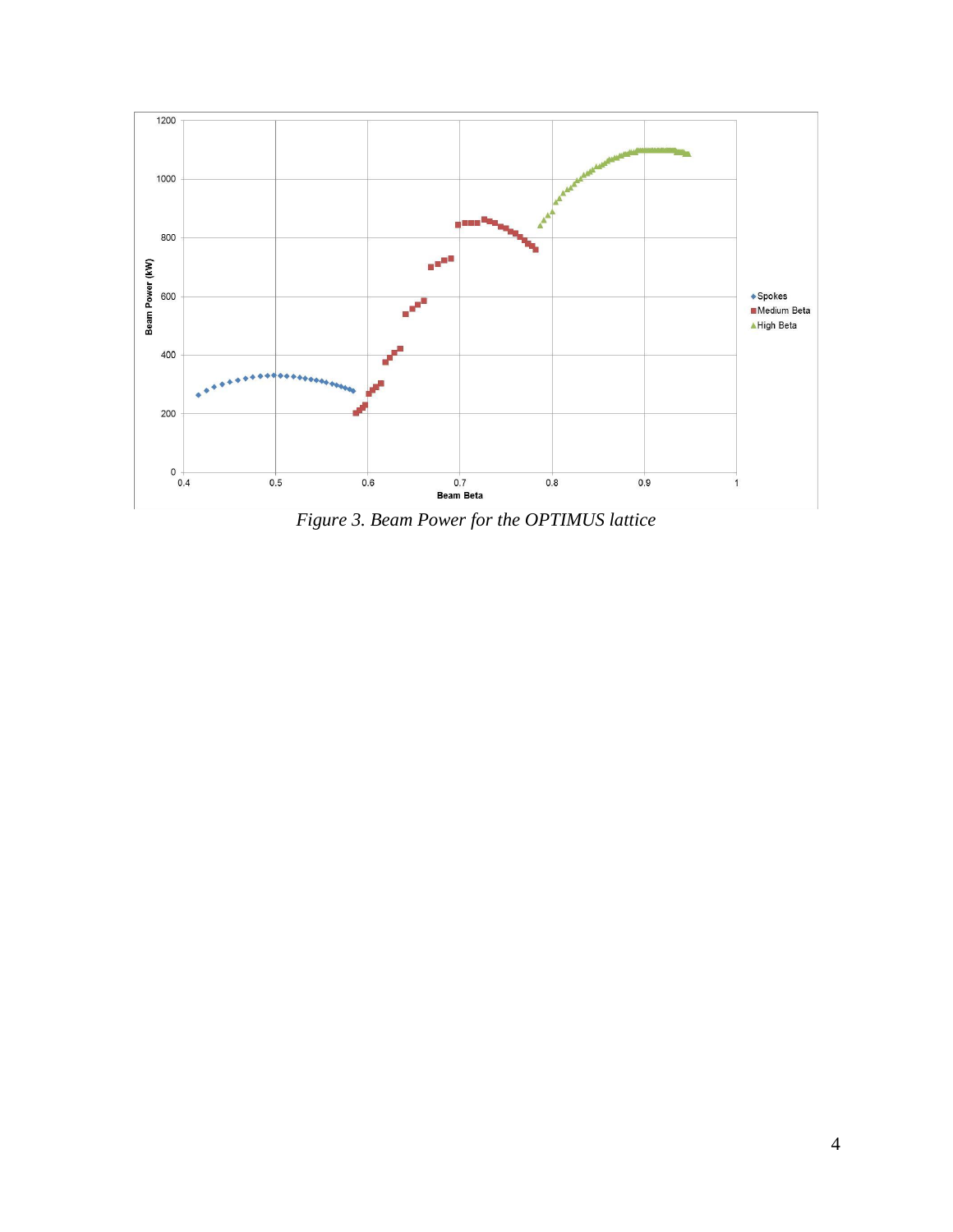*Figure 3. Beam Power for the OPTIMUS lattice*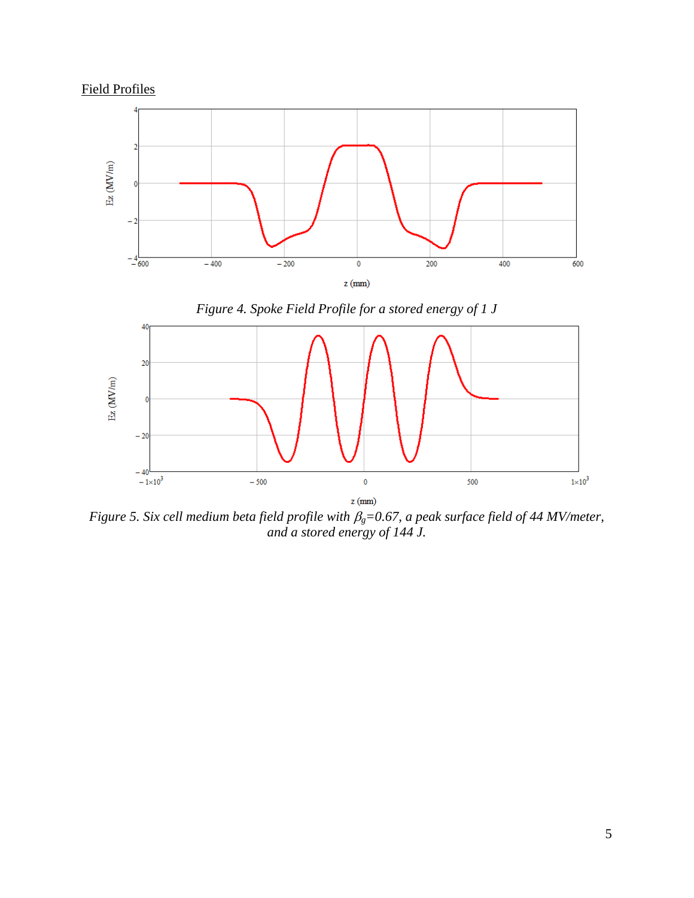Field Profiles

Figure 4. Spoke Field Profile for a stored energy of 1 J

Figure 5. Six cell medium beta field profile with $\beta_g$=0.67, a peak surface field of 44 MV/meter, and a stored energy of 144 J.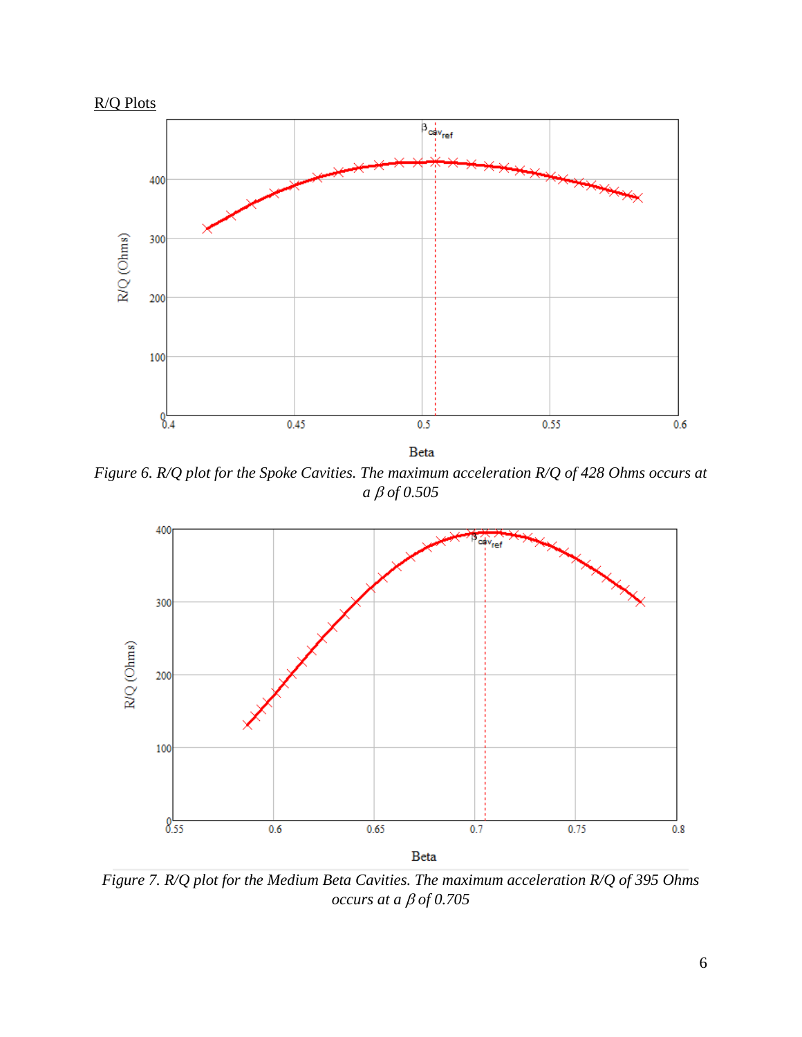R/Q Plots

*Figure 6. R/Q plot for the Spoke Cavities. The maximum acceleration R/Q of 428 Ohms occurs at a $\beta$ of 0.505*

*Figure 7. R/Q plot for the Medium Beta Cavities. The maximum acceleration R/Q of 395 Ohms occurs at a $\beta$ of 0.705*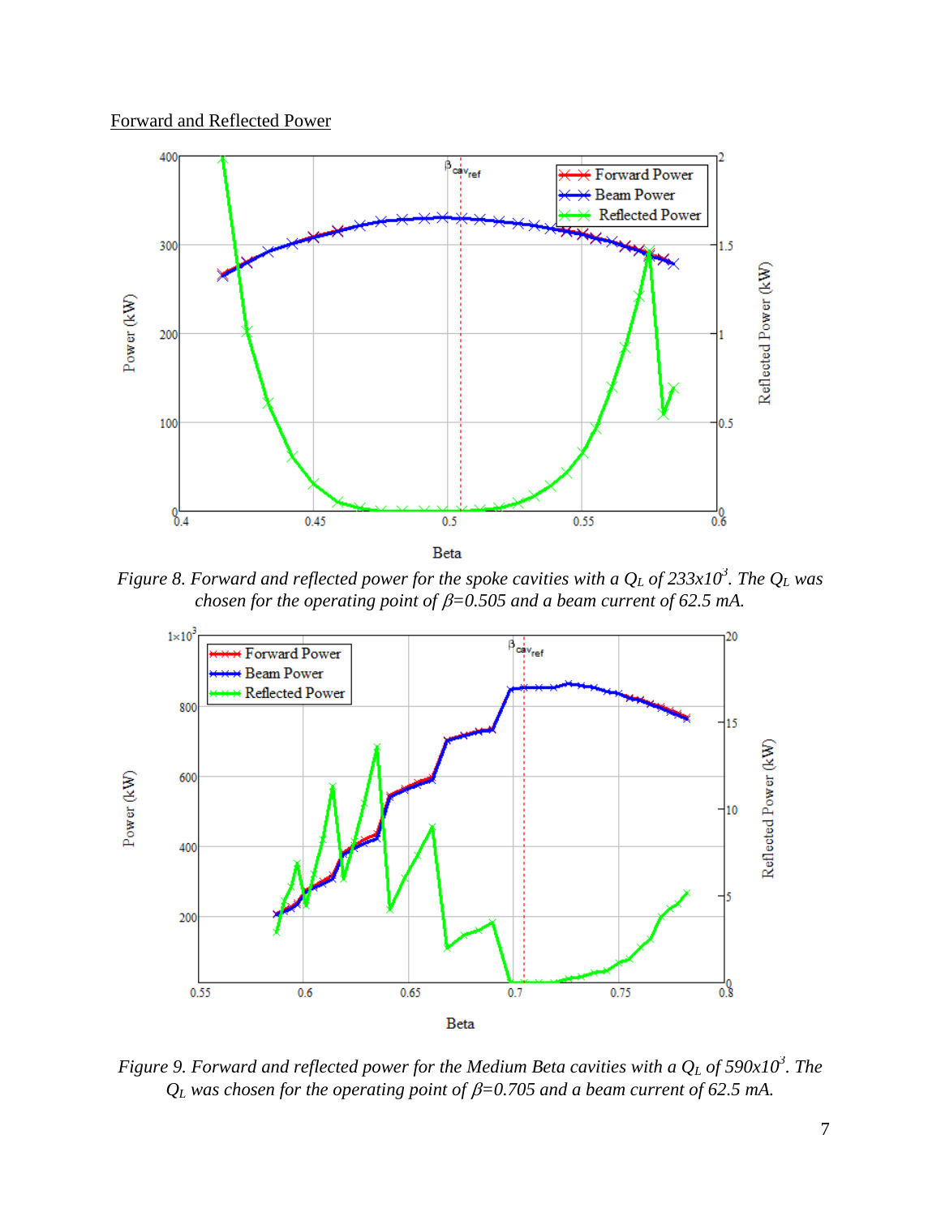<u>Forward and Reflected Power</u>

*Figure 8. Forward and reflected power for the spoke cavities with a $Q_L$ of 233x10$^3$. The $Q_L$ was chosen for the operating point of $\beta$=0.505 and a beam current of 62.5 mA.*

*Figure 9. Forward and reflected power for the Medium Beta cavities with a $Q_L$ of 590x10$^3$. The $Q_L$ was chosen for the operating point of $\beta$=0.705 and a beam current of 62.5 mA.*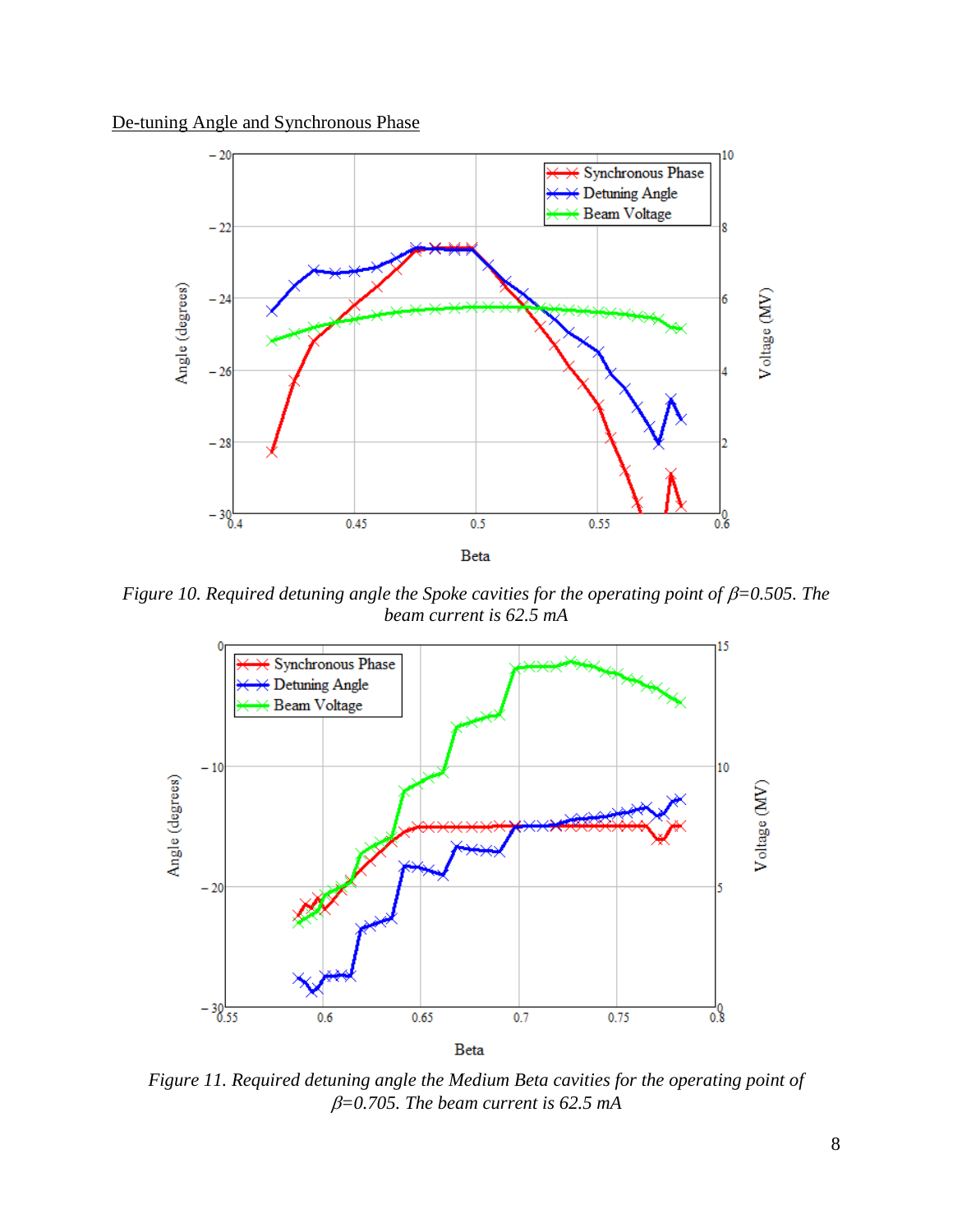De-tuning Angle and Synchronous Phase

Synchronous Phase
Detuning Angle
Beam Voltage

Angle (degrees)
−20
−22
−24
−26
−28
−30

Voltage (MV)
10
8
6
4
2
0

Beta
0.4
0.45
0.5
0.55
0.6

*Figure 10. Required detuning angle the Spoke cavities for the operating point of $\beta$=0.505. The beam current is 62.5 mA*

Synchronous Phase
Detuning Angle
Beam Voltage

Angle (degrees)
0
−10
−20
−30

Voltage (MV)
15
10
5
0

Beta
0.55
0.6
0.65
0.7
0.75
0.8

*Figure 11. Required detuning angle the Medium Beta cavities for the operating point of $\beta$=0.705. The beam current is 62.5 mA*